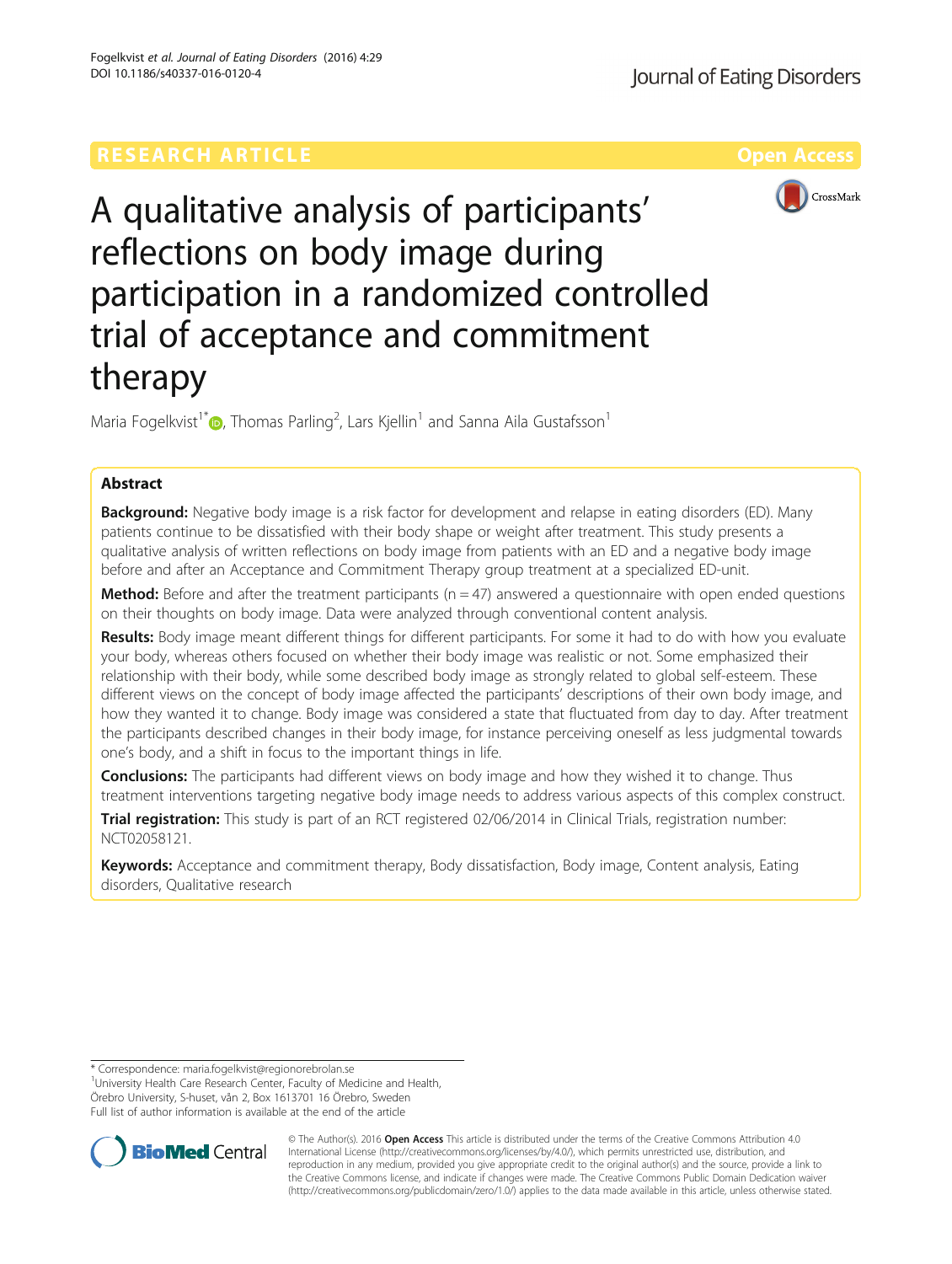RESEARCH ARTICLE Open Access

# A qualitative analysis of participants' reflections on body image during participation in a randomized controlled trial of acceptance and commitment therapy

Maria Fogelkvist[1*], Thomas Parling[2], Lars Kjellin[1] and Sanna Aila Gustafsson[1]

## Abstract

**Background:** Negative body image is a risk factor for development and relapse in eating disorders (ED). Many patients continue to be dissatisfied with their body shape or weight after treatment. This study presents a qualitative analysis of written reflections on body image from patients with an ED and a negative body image before and after an Acceptance and Commitment Therapy group treatment at a specialized ED-unit.

**Method:** Before and after the treatment participants (n = 47) answered a questionnaire with open ended questions on their thoughts on body image. Data were analyzed through conventional content analysis.

**Results:** Body image meant different things for different participants. For some it had to do with how you evaluate your body, whereas others focused on whether their body image was realistic or not. Some emphasized their relationship with their body, while some described body image as strongly related to global self-esteem. These different views on the concept of body image affected the participants' descriptions of their own body image, and how they wanted it to change. Body image was considered a state that fluctuated from day to day. After treatment the participants described changes in their body image, for instance perceiving oneself as less judgmental towards one's body, and a shift in focus to the important things in life.

**Conclusions:** The participants had different views on body image and how they wished it to change. Thus treatment interventions targeting negative body image needs to address various aspects of this complex construct.

**Trial registration:** This study is part of an RCT registered 02/06/2014 in Clinical Trials, registration number: NCT02058121.

**Keywords:** Acceptance and commitment therapy, Body dissatisfaction, Body image, Content analysis, Eating disorders, Qualitative research

\* Correspondence: maria.fogelkvist@regionorebrolan.se
[1]University Health Care Research Center, Faculty of Medicine and Health, Örebro University, S-huset, vån 2, Box 1613701 16 Örebro, Sweden
Full list of author information is available at the end of the article

© The Author(s). 2016 **Open Access** This article is distributed under the terms of the Creative Commons Attribution 4.0 International License (http://creativecommons.org/licenses/by/4.0/), which permits unrestricted use, distribution, and reproduction in any medium, provided you give appropriate credit to the original author(s) and the source, provide a link to the Creative Commons license, and indicate if changes were made. The Creative Commons Public Domain Dedication waiver (http://creativecommons.org/publicdomain/zero/1.0/) applies to the data made available in this article, unless otherwise stated.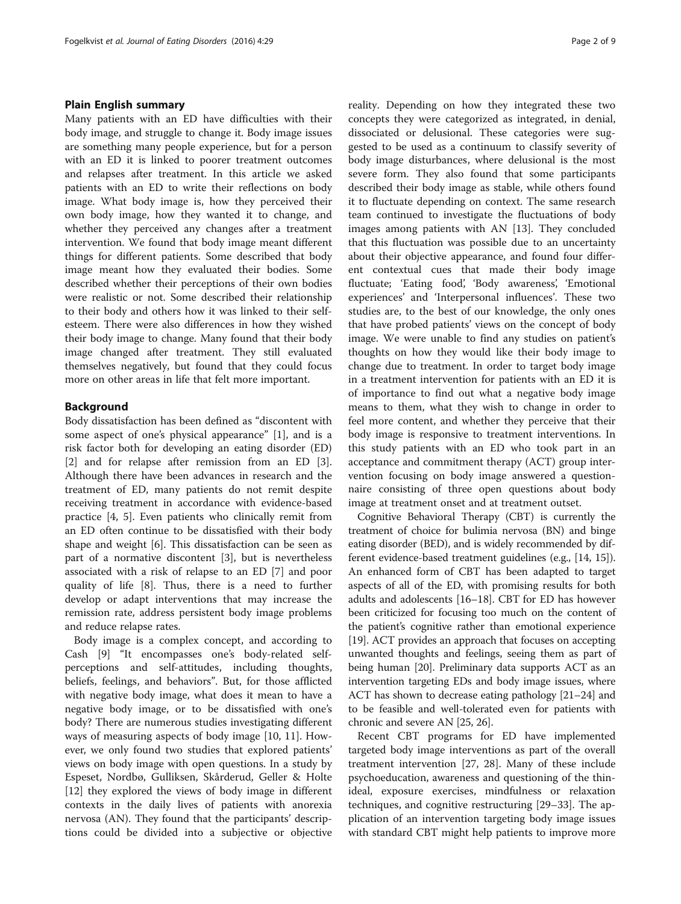## Plain English summary

Many patients with an ED have difficulties with their body image, and struggle to change it. Body image issues are something many people experience, but for a person with an ED it is linked to poorer treatment outcomes and relapses after treatment. In this article we asked patients with an ED to write their reflections on body image. What body image is, how they perceived their own body image, how they wanted it to change, and whether they perceived any changes after a treatment intervention. We found that body image meant different things for different patients. Some described that body image meant how they evaluated their bodies. Some described whether their perceptions of their own bodies were realistic or not. Some described their relationship to their body and others how it was linked to their self-esteem. There were also differences in how they wished their body image to change. Many found that their body image changed after treatment. They still evaluated themselves negatively, but found that they could focus more on other areas in life that felt more important.

## Background

Body dissatisfaction has been defined as "discontent with some aspect of one's physical appearance" [1], and is a risk factor both for developing an eating disorder (ED) [2] and for relapse after remission from an ED [3]. Although there have been advances in research and the treatment of ED, many patients do not remit despite receiving treatment in accordance with evidence-based practice [4, 5]. Even patients who clinically remit from an ED often continue to be dissatisfied with their body shape and weight [6]. This dissatisfaction can be seen as part of a normative discontent [3], but is nevertheless associated with a risk of relapse to an ED [7] and poor quality of life [8]. Thus, there is a need to further develop or adapt interventions that may increase the remission rate, address persistent body image problems and reduce relapse rates.

Body image is a complex concept, and according to Cash [9] "It encompasses one's body-related self-perceptions and self-attitudes, including thoughts, beliefs, feelings, and behaviors". But, for those afflicted with negative body image, what does it mean to have a negative body image, or to be dissatisfied with one's body? There are numerous studies investigating different ways of measuring aspects of body image [10, 11]. However, we only found two studies that explored patients' views on body image with open questions. In a study by Espeset, Nordbø, Gulliksen, Skårderud, Geller & Holte [12] they explored the views of body image in different contexts in the daily lives of patients with anorexia nervosa (AN). They found that the participants' descriptions could be divided into a subjective or objective reality. Depending on how they integrated these two concepts they were categorized as integrated, in denial, dissociated or delusional. These categories were suggested to be used as a continuum to classify severity of body image disturbances, where delusional is the most severe form. They also found that some participants described their body image as stable, while others found it to fluctuate depending on context. The same research team continued to investigate the fluctuations of body images among patients with AN [13]. They concluded that this fluctuation was possible due to an uncertainty about their objective appearance, and found four different contextual cues that made their body image fluctuate; 'Eating food', 'Body awareness', 'Emotional experiences' and 'Interpersonal influences'. These two studies are, to the best of our knowledge, the only ones that have probed patients' views on the concept of body image. We were unable to find any studies on patient's thoughts on how they would like their body image to change due to treatment. In order to target body image in a treatment intervention for patients with an ED it is of importance to find out what a negative body image means to them, what they wish to change in order to feel more content, and whether they perceive that their body image is responsive to treatment interventions. In this study patients with an ED who took part in an acceptance and commitment therapy (ACT) group intervention focusing on body image answered a questionnaire consisting of three open questions about body image at treatment onset and at treatment outset.

Cognitive Behavioral Therapy (CBT) is currently the treatment of choice for bulimia nervosa (BN) and binge eating disorder (BED), and is widely recommended by different evidence-based treatment guidelines (e.g., [14, 15]). An enhanced form of CBT has been adapted to target aspects of all of the ED, with promising results for both adults and adolescents [16–18]. CBT for ED has however been criticized for focusing too much on the content of the patient's cognitive rather than emotional experience [19]. ACT provides an approach that focuses on accepting unwanted thoughts and feelings, seeing them as part of being human [20]. Preliminary data supports ACT as an intervention targeting EDs and body image issues, where ACT has shown to decrease eating pathology [21–24] and to be feasible and well-tolerated even for patients with chronic and severe AN [25, 26].

Recent CBT programs for ED have implemented targeted body image interventions as part of the overall treatment intervention [27, 28]. Many of these include psychoeducation, awareness and questioning of the thin-ideal, exposure exercises, mindfulness or relaxation techniques, and cognitive restructuring [29–33]. The application of an intervention targeting body image issues with standard CBT might help patients to improve more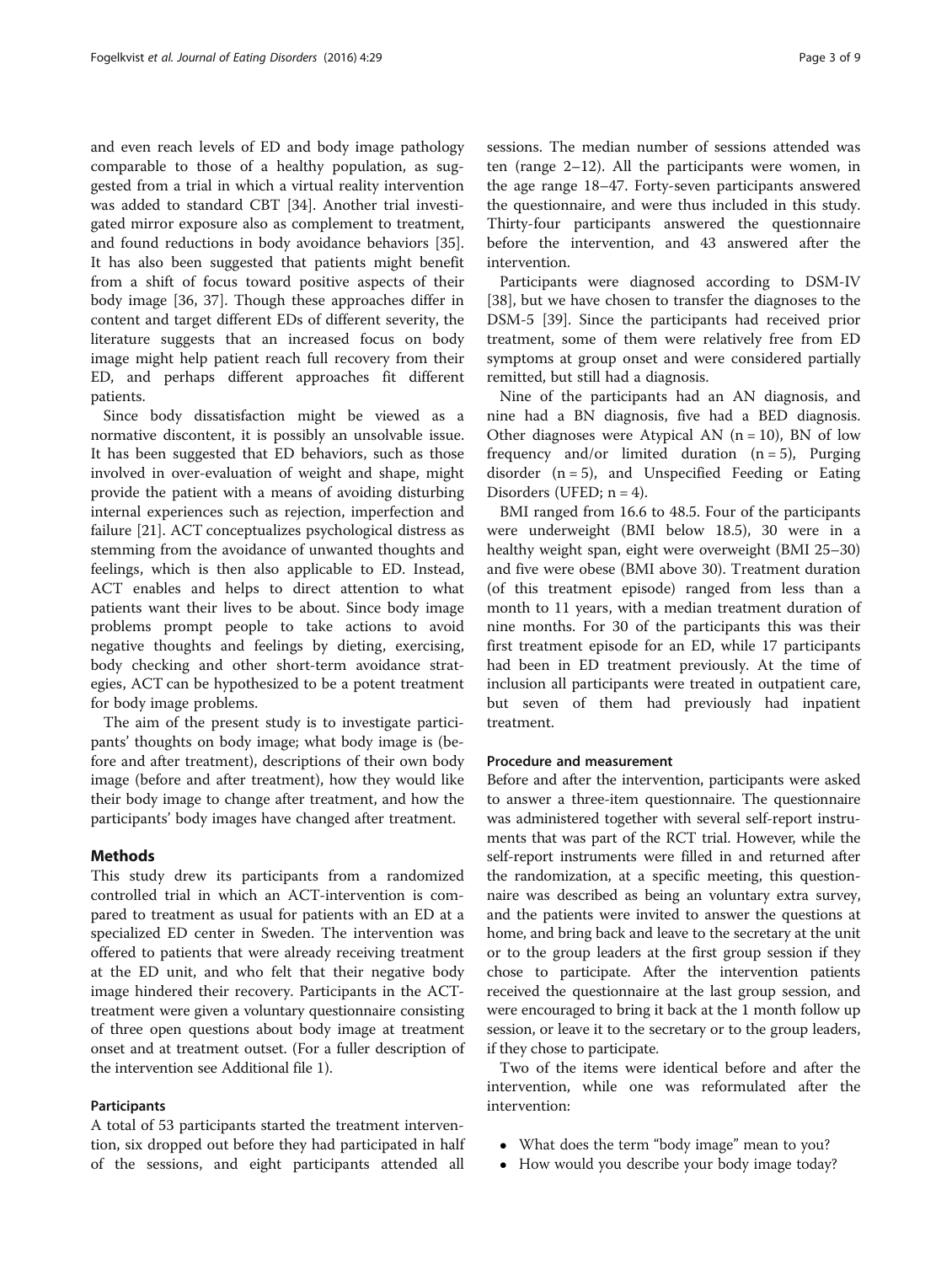and even reach levels of ED and body image pathology comparable to those of a healthy population, as suggested from a trial in which a virtual reality intervention was added to standard CBT [34]. Another trial investigated mirror exposure also as complement to treatment, and found reductions in body avoidance behaviors [35]. It has also been suggested that patients might benefit from a shift of focus toward positive aspects of their body image [36, 37]. Though these approaches differ in content and target different EDs of different severity, the literature suggests that an increased focus on body image might help patient reach full recovery from their ED, and perhaps different approaches fit different patients.

Since body dissatisfaction might be viewed as a normative discontent, it is possibly an unsolvable issue. It has been suggested that ED behaviors, such as those involved in over-evaluation of weight and shape, might provide the patient with a means of avoiding disturbing internal experiences such as rejection, imperfection and failure [21]. ACT conceptualizes psychological distress as stemming from the avoidance of unwanted thoughts and feelings, which is then also applicable to ED. Instead, ACT enables and helps to direct attention to what patients want their lives to be about. Since body image problems prompt people to take actions to avoid negative thoughts and feelings by dieting, exercising, body checking and other short-term avoidance strategies, ACT can be hypothesized to be a potent treatment for body image problems.

The aim of the present study is to investigate participants' thoughts on body image; what body image is (before and after treatment), descriptions of their own body image (before and after treatment), how they would like their body image to change after treatment, and how the participants' body images have changed after treatment.

## Methods

This study drew its participants from a randomized controlled trial in which an ACT-intervention is compared to treatment as usual for patients with an ED at a specialized ED center in Sweden. The intervention was offered to patients that were already receiving treatment at the ED unit, and who felt that their negative body image hindered their recovery. Participants in the ACT-treatment were given a voluntary questionnaire consisting of three open questions about body image at treatment onset and at treatment outset. (For a fuller description of the intervention see Additional file 1).

### Participants

A total of 53 participants started the treatment intervention, six dropped out before they had participated in half of the sessions, and eight participants attended all sessions. The median number of sessions attended was ten (range 2–12). All the participants were women, in the age range 18–47. Forty-seven participants answered the questionnaire, and were thus included in this study. Thirty-four participants answered the questionnaire before the intervention, and 43 answered after the intervention.

Participants were diagnosed according to DSM-IV [38], but we have chosen to transfer the diagnoses to the DSM-5 [39]. Since the participants had received prior treatment, some of them were relatively free from ED symptoms at group onset and were considered partially remitted, but still had a diagnosis.

Nine of the participants had an AN diagnosis, and nine had a BN diagnosis, five had a BED diagnosis. Other diagnoses were Atypical AN ($n = 10$), BN of low frequency and/or limited duration ($n = 5$), Purging disorder ($n = 5$), and Unspecified Feeding or Eating Disorders (UFED; $n = 4$).

BMI ranged from 16.6 to 48.5. Four of the participants were underweight (BMI below 18.5), 30 were in a healthy weight span, eight were overweight (BMI 25–30) and five were obese (BMI above 30). Treatment duration (of this treatment episode) ranged from less than a month to 11 years, with a median treatment duration of nine months. For 30 of the participants this was their first treatment episode for an ED, while 17 participants had been in ED treatment previously. At the time of inclusion all participants were treated in outpatient care, but seven of them had previously had inpatient treatment.

### Procedure and measurement

Before and after the intervention, participants were asked to answer a three-item questionnaire. The questionnaire was administered together with several self-report instruments that was part of the RCT trial. However, while the self-report instruments were filled in and returned after the randomization, at a specific meeting, this questionnaire was described as being an voluntary extra survey, and the patients were invited to answer the questions at home, and bring back and leave to the secretary at the unit or to the group leaders at the first group session if they chose to participate. After the intervention patients received the questionnaire at the last group session, and were encouraged to bring it back at the 1 month follow up session, or leave it to the secretary or to the group leaders, if they chose to participate.

Two of the items were identical before and after the intervention, while one was reformulated after the intervention:

- What does the term "body image" mean to you?
- How would you describe your body image today?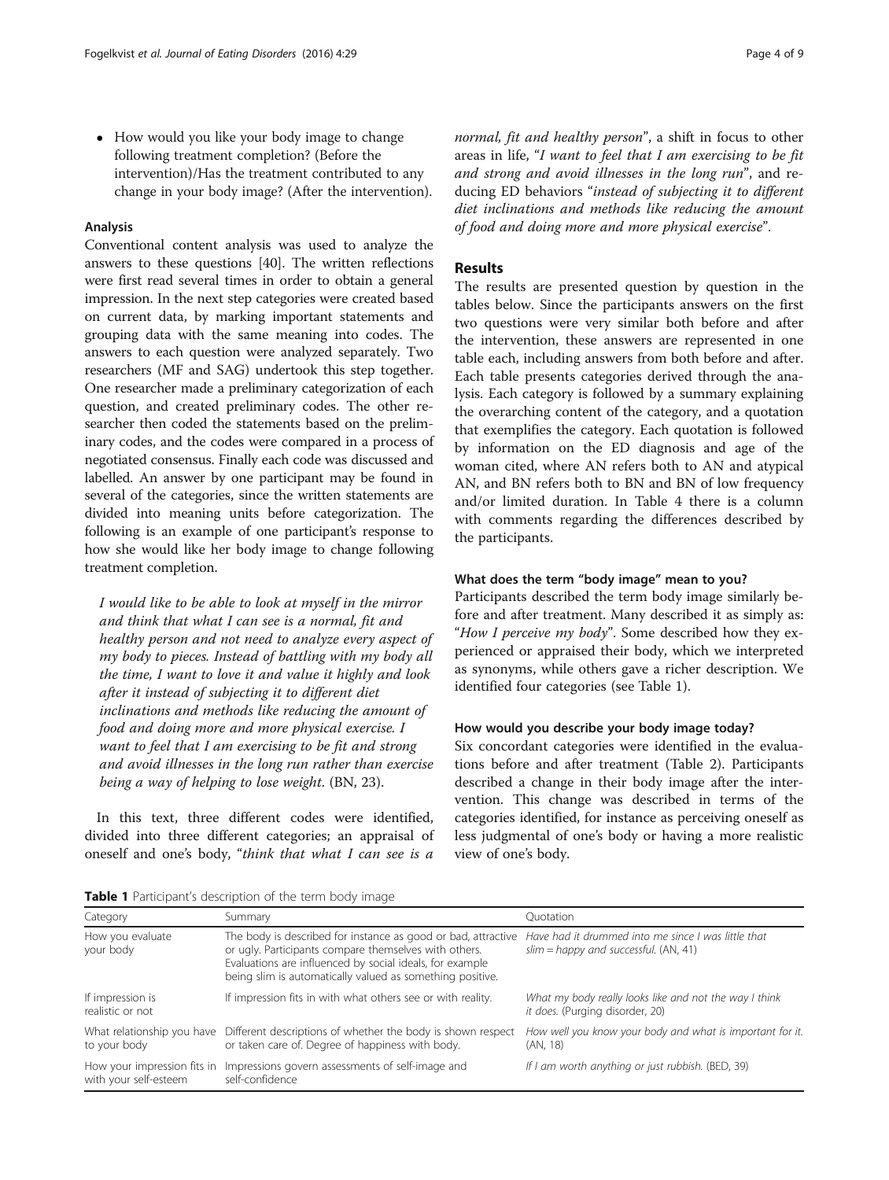- How would you like your body image to change following treatment completion? (Before the intervention)/Has the treatment contributed to any change in your body image? (After the intervention).

### Analysis

Conventional content analysis was used to analyze the answers to these questions [40]. The written reflections were first read several times in order to obtain a general impression. In the next step categories were created based on current data, by marking important statements and grouping data with the same meaning into codes. The answers to each question were analyzed separately. Two researchers (MF and SAG) undertook this step together. One researcher made a preliminary categorization of each question, and created preliminary codes. The other researcher then coded the statements based on the preliminary codes, and the codes were compared in a process of negotiated consensus. Finally each code was discussed and labelled. An answer by one participant may be found in several of the categories, since the written statements are divided into meaning units before categorization. The following is an example of one participant's response to how she would like her body image to change following treatment completion.

> *I would like to be able to look at myself in the mirror and think that what I can see is a normal, fit and healthy person and not need to analyze every aspect of my body to pieces. Instead of battling with my body all the time, I want to love it and value it highly and look after it instead of subjecting it to different diet inclinations and methods like reducing the amount of food and doing more and more physical exercise. I want to feel that I am exercising to be fit and strong and avoid illnesses in the long run rather than exercise being a way of helping to lose weight.* (BN, 23).

In this text, three different codes were identified, divided into three different categories; an appraisal of oneself and one's body, "*think that what I can see is a normal, fit and healthy person*", a shift in focus to other areas in life, "*I want to feel that I am exercising to be fit and strong and avoid illnesses in the long run*", and reducing ED behaviors "*instead of subjecting it to different diet inclinations and methods like reducing the amount of food and doing more and more physical exercise*".

## Results

The results are presented question by question in the tables below. Since the participants answers on the first two questions were very similar both before and after the intervention, these answers are represented in one table each, including answers from both before and after. Each table presents categories derived through the analysis. Each category is followed by a summary explaining the overarching content of the category, and a quotation that exemplifies the category. Each quotation is followed by information on the ED diagnosis and age of the woman cited, where AN refers both to AN and atypical AN, and BN refers both to BN and BN of low frequency and/or limited duration. In Table 4 there is a column with comments regarding the differences described by the participants.

### What does the term "body image" mean to you?

Participants described the term body image similarly before and after treatment. Many described it as simply as: "*How I perceive my body*". Some described how they experienced or appraised their body, which we interpreted as synonyms, while others gave a richer description. We identified four categories (see Table 1).

### How would you describe your body image today?

Six concordant categories were identified in the evaluations before and after treatment (Table 2). Participants described a change in their body image after the intervention. This change was described in terms of the categories identified, for instance as perceiving oneself as less judgmental of one's body or having a more realistic view of one's body.

**Table 1** Participant's description of the term body image

| Category | Summary | Quotation |
| --- | --- | --- |
| How you evaluate your body | The body is described for instance as good or bad, attractive or ugly. Participants compare themselves with others. Evaluations are influenced by social ideals, for example being slim is automatically valued as something positive. | *Have had it drummed into me since I was little that slim = happy and successful.* (AN, 41) |
| If impression is realistic or not | If impression fits in with what others see or with reality. | *What my body really looks like and not the way I think it does.* (Purging disorder, 20) |
| What relationship you have to your body | Different descriptions of whether the body is shown respect or taken care of. Degree of happiness with body. | *How well you know your body and what is important for it.* (AN, 18) |
| How your impression fits in with your self-esteem | Impressions govern assessments of self-image and self-confidence | *If I am worth anything or just rubbish.* (BED, 39) |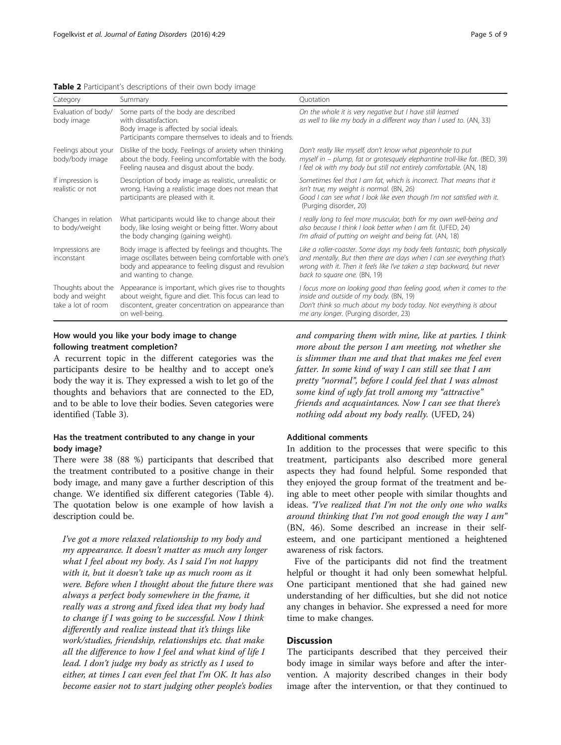**Table 2** Participant's descriptions of their own body image

| Category | Summary | Quotation |
| --- | --- | --- |
| Evaluation of body/ body image | Some parts of the body are described with dissatisfaction. Body image is affected by social ideals. Participants compare themselves to ideals and to friends. | *On the whole it is very negative but I have still learned as well to like my body in a different way than I used to.* (AN, 33) |
| Feelings about your body/body image | Dislike of the body. Feelings of anxiety when thinking about the body. Feeling uncomfortable with the body. Feeling nausea and disgust about the body. | *Don't really like myself, don't know what pigeonhole to put myself in – plump, fat or grotesquely elephantine troll-like fat.* (BED, 39) *I feel ok with my body but still not entirely comfortable.* (AN, 18) |
| If impression is realistic or not | Description of body image as realistic, unrealistic or wrong. Having a realistic image does not mean that participants are pleased with it. | *Sometimes feel that I am fat, which is incorrect. That means that it isn't true, my weight is normal.* (BN, 26) *Good I can see what I look like even though I'm not satisfied with it.* (Purging disorder, 20) |
| Changes in relation to body/weight | What participants would like to change about their body, like losing weight or being fitter. Worry about the body changing (gaining weight). | *I really long to feel more muscular, both for my own well-being and also because I think I look better when I am fit.* (UFED, 24) *I'm afraid of putting on weight and being fat.* (AN, 18) |
| Impressions are inconstant | Body image is affected by feelings and thoughts. The image oscillates between being comfortable with one's body and appearance to feeling disgust and revulsion and wanting to change. | *Like a roller-coaster. Some days my body feels fantastic, both physically and mentally. But then there are days when I can see everything that's wrong with it. Then it feels like I've taken a step backward, but never back to square one.* (BN, 19) |
| Thoughts about the body and weight take a lot of room | Appearance is important, which gives rise to thoughts about weight, figure and diet. This focus can lead to discontent, greater concentration on appearance than on well-being. | *I focus more on looking good than feeling good, when it comes to the inside and outside of my body.* (BN, 19) *Don't think so much about my body today. Not everything is about me any longer.* (Purging disorder, 23) |

### How would you like your body image to change following treatment completion?

A recurrent topic in the different categories was the participants desire to be healthy and to accept one's body the way it is. They expressed a wish to let go of the thoughts and behaviors that are connected to the ED, and to be able to love their bodies. Seven categories were identified (Table 3).

### Has the treatment contributed to any change in your body image?

There were 38 (88 %) participants that described that the treatment contributed to a positive change in their body image, and many gave a further description of this change. We identified six different categories (Table 4). The quotation below is one example of how lavish a description could be.

> *I've got a more relaxed relationship to my body and my appearance. It doesn't matter as much any longer what I feel about my body. As I said I'm not happy with it, but it doesn't take up as much room as it were. Before when I thought about the future there was always a perfect body somewhere in the frame, it really was a strong and fixed idea that my body had to change if I was going to be successful. Now I think differently and realize instead that it's things like work/studies, friendship, relationships etc. that make all the difference to how I feel and what kind of life I lead. I don't judge my body as strictly as I used to either, at times I can even feel that I'm OK. It has also become easier not to start judging other people's bodies and comparing them with mine, like at parties. I think more about the person I am meeting, not whether she is slimmer than me and that that makes me feel even fatter. In some kind of way I can still see that I am pretty "normal", before I could feel that I was almost some kind of ugly fat troll among my "attractive" friends and acquaintances. Now I can see that there's nothing odd about my body really.* (UFED, 24)

### Additional comments

In addition to the processes that were specific to this treatment, participants also described more general aspects they had found helpful. Some responded that they enjoyed the group format of the treatment and being able to meet other people with similar thoughts and ideas. *"I've realized that I'm not the only one who walks around thinking that I'm not good enough the way I am"* (BN, 46). Some described an increase in their self-esteem, and one participant mentioned a heightened awareness of risk factors.

Five of the participants did not find the treatment helpful or thought it had only been somewhat helpful. One participant mentioned that she had gained new understanding of her difficulties, but she did not notice any changes in behavior. She expressed a need for more time to make changes.

## Discussion

The participants described that they perceived their body image in similar ways before and after the intervention. A majority described changes in their body image after the intervention, or that they continued to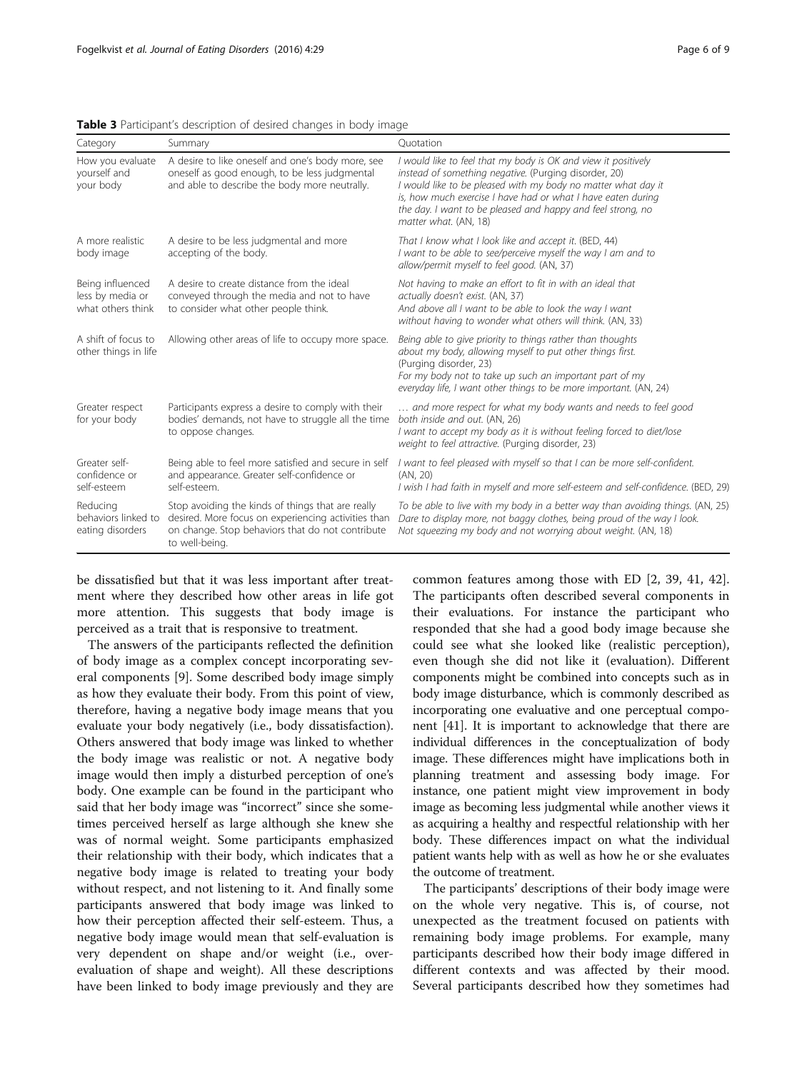**Table 3** Participant's description of desired changes in body image

| Category | Summary | Quotation |
|---|---|---|
| How you evaluate yourself and your body | A desire to like oneself and one's body more, see oneself as good enough, to be less judgmental and able to describe the body more neutrally. | *I would like to feel that my body is OK and view it positively instead of something negative.* (Purging disorder, 20) *I would like to be pleased with my body no matter what day it is, how much exercise I have had or what I have eaten during the day. I want to be pleased and happy and feel strong, no matter what.* (AN, 18) |
| A more realistic body image | A desire to be less judgmental and more accepting of the body. | *That I know what I look like and accept it.* (BED, 44) *I want to be able to see/perceive myself the way I am and to allow/permit myself to feel good.* (AN, 37) |
| Being influenced less by media or what others think | A desire to create distance from the ideal conveyed through the media and not to have to consider what other people think. | *Not having to make an effort to fit in with an ideal that actually doesn't exist.* (AN, 37) *And above all I want to be able to look the way I want without having to wonder what others will think.* (AN, 33) |
| A shift of focus to other things in life | Allowing other areas of life to occupy more space. | *Being able to give priority to things rather than thoughts about my body, allowing myself to put other things first.* (Purging disorder, 23) *For my body not to take up such an important part of my everyday life, I want other things to be more important.* (AN, 24) |
| Greater respect for your body | Participants express a desire to comply with their bodies' demands, not have to struggle all the time to oppose changes. | *… and more respect for what my body wants and needs to feel good both inside and out.* (AN, 26) *I want to accept my body as it is without feeling forced to diet/lose weight to feel attractive.* (Purging disorder, 23) |
| Greater self-confidence or self-esteem | Being able to feel more satisfied and secure in self and appearance. Greater self-confidence or self-esteem. | *I want to feel pleased with myself so that I can be more self-confident.* (AN, 20) *I wish I had faith in myself and more self-esteem and self-confidence.* (BED, 29) |
| Reducing behaviors linked to eating disorders | Stop avoiding the kinds of things that are really desired. More focus on experiencing activities than on change. Stop behaviors that do not contribute to well-being. | *To be able to live with my body in a better way than avoiding things.* (AN, 25) *Dare to display more, not baggy clothes, being proud of the way I look. Not squeezing my body and not worrying about weight.* (AN, 18) |

be dissatisfied but that it was less important after treatment where they described how other areas in life got more attention. This suggests that body image is perceived as a trait that is responsive to treatment.

The answers of the participants reflected the definition of body image as a complex concept incorporating several components [9]. Some described body image simply as how they evaluate their body. From this point of view, therefore, having a negative body image means that you evaluate your body negatively (i.e., body dissatisfaction). Others answered that body image was linked to whether the body image was realistic or not. A negative body image would then imply a disturbed perception of one's body. One example can be found in the participant who said that her body image was "incorrect" since she sometimes perceived herself as large although she knew she was of normal weight. Some participants emphasized their relationship with their body, which indicates that a negative body image is related to treating your body without respect, and not listening to it. And finally some participants answered that body image was linked to how their perception affected their self-esteem. Thus, a negative body image would mean that self-evaluation is very dependent on shape and/or weight (i.e., over-evaluation of shape and weight). All these descriptions have been linked to body image previously and they are common features among those with ED [2, 39, 41, 42]. The participants often described several components in their evaluations. For instance the participant who responded that she had a good body image because she could see what she looked like (realistic perception), even though she did not like it (evaluation). Different components might be combined into concepts such as in body image disturbance, which is commonly described as incorporating one evaluative and one perceptual component [41]. It is important to acknowledge that there are individual differences in the conceptualization of body image. These differences might have implications both in planning treatment and assessing body image. For instance, one patient might view improvement in body image as becoming less judgmental while another views it as acquiring a healthy and respectful relationship with her body. These differences impact on what the individual patient wants help with as well as how he or she evaluates the outcome of treatment.

The participants' descriptions of their body image were on the whole very negative. This is, of course, not unexpected as the treatment focused on patients with remaining body image problems. For example, many participants described how their body image differed in different contexts and was affected by their mood. Several participants described how they sometimes had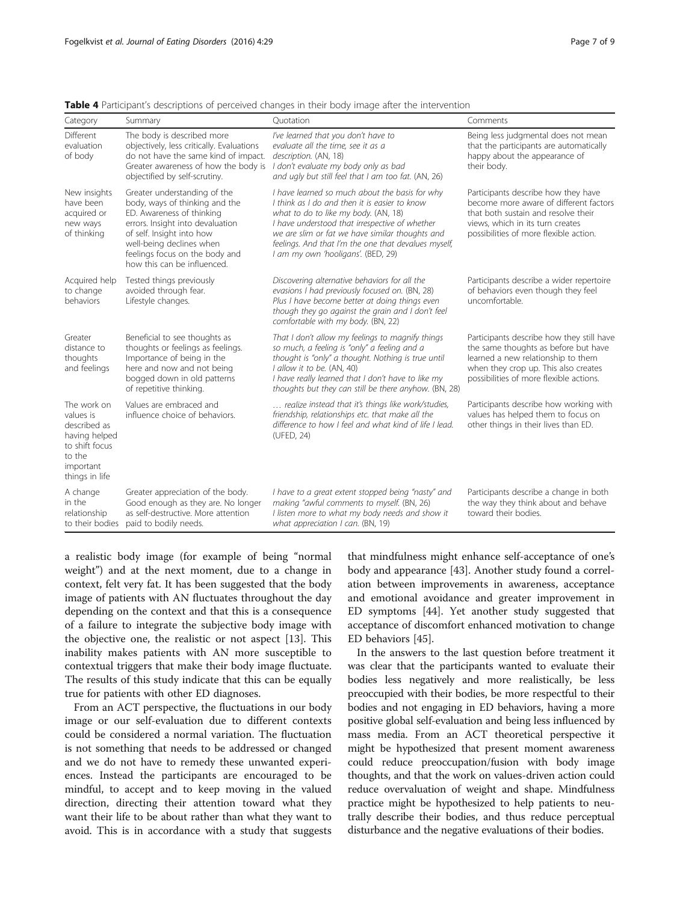**Table 4** Participant's descriptions of perceived changes in their body image after the intervention

| Category | Summary | Quotation | Comments |
| --- | --- | --- | --- |
| Different evaluation of body | The body is described more objectively, less critically. Evaluations do not have the same kind of impact. Greater awareness of how the body is objectified by self-scrutiny. | *I've learned that you don't have to evaluate all the time, see it as a description.* (AN, 18) *I don't evaluate my body only as bad and ugly but still feel that I am too fat.* (AN, 26) | Being less judgmental does not mean that the participants are automatically happy about the appearance of their body. |
| New insights have been acquired or new ways of thinking | Greater understanding of the body, ways of thinking and the ED. Awareness of thinking errors. Insight into devaluation of self. Insight into how well-being declines when feelings focus on the body and how this can be influenced. | *I have learned so much about the basis for why I think as I do and then it is easier to know what to do to like my body.* (AN, 18) *I have understood that irrespective of whether we are slim or fat we have similar thoughts and feelings. And that I'm the one that devalues myself, I am my own 'hooligans'.* (BED, 29) | Participants describe how they have become more aware of different factors that both sustain and resolve their views, which in its turn creates possibilities of more flexible action. |
| Acquired help to change behaviors | Tested things previously avoided through fear. Lifestyle changes. | *Discovering alternative behaviors for all the evasions I had previously focused on.* (BN, 28) *Plus I have become better at doing things even though they go against the grain and I don't feel comfortable with my body.* (BN, 22) | Participants describe a wider repertoire of behaviors even though they feel uncomfortable. |
| Greater distance to thoughts and feelings | Beneficial to see thoughts as thoughts or feelings as feelings. Importance of being in the here and now and not being bogged down in old patterns of repetitive thinking. | *That I don't allow my feelings to magnify things so much, a feeling is "only" a feeling and a thought is "only" a thought. Nothing is true until I allow it to be.* (AN, 40) *I have really learned that I don't have to like my thoughts but they can still be there anyhow.* (BN, 28) | Participants describe how they still have the same thoughts as before but have learned a new relationship to them when they crop up. This also creates possibilities of more flexible actions. |
| The work on values is described as having helped to shift focus to the important things in life | Values are embraced and influence choice of behaviors. | *… realize instead that it's things like work/studies, friendship, relationships etc. that make all the difference to how I feel and what kind of life I lead.* (UFED, 24) | Participants describe how working with values has helped them to focus on other things in their lives than ED. |
| A change in the relationship to their bodies | Greater appreciation of the body. Good enough as they are. No longer as self-destructive. More attention paid to bodily needs. | *I have to a great extent stopped being "nasty" and making "awful comments to myself.* (BN, 26) *I listen more to what my body needs and show it what appreciation I can.* (BN, 19) | Participants describe a change in both the way they think about and behave toward their bodies. |

a realistic body image (for example of being "normal weight") and at the next moment, due to a change in context, felt very fat. It has been suggested that the body image of patients with AN fluctuates throughout the day depending on the context and that this is a consequence of a failure to integrate the subjective body image with the objective one, the realistic or not aspect [13]. This inability makes patients with AN more susceptible to contextual triggers that make their body image fluctuate. The results of this study indicate that this can be equally true for patients with other ED diagnoses.

From an ACT perspective, the fluctuations in our body image or our self-evaluation due to different contexts could be considered a normal variation. The fluctuation is not something that needs to be addressed or changed and we do not have to remedy these unwanted experiences. Instead the participants are encouraged to be mindful, to accept and to keep moving in the valued direction, directing their attention toward what they want their life to be about rather than what they want to avoid. This is in accordance with a study that suggests that mindfulness might enhance self-acceptance of one's body and appearance [43]. Another study found a correlation between improvements in awareness, acceptance and emotional avoidance and greater improvement in ED symptoms [44]. Yet another study suggested that acceptance of discomfort enhanced motivation to change ED behaviors [45].

In the answers to the last question before treatment it was clear that the participants wanted to evaluate their bodies less negatively and more realistically, be less preoccupied with their bodies, be more respectful to their bodies and not engaging in ED behaviors, having a more positive global self-evaluation and being less influenced by mass media. From an ACT theoretical perspective it might be hypothesized that present moment awareness could reduce preoccupation/fusion with body image thoughts, and that the work on values-driven action could reduce overvaluation of weight and shape. Mindfulness practice might be hypothesized to help patients to neutrally describe their bodies, and thus reduce perceptual disturbance and the negative evaluations of their bodies.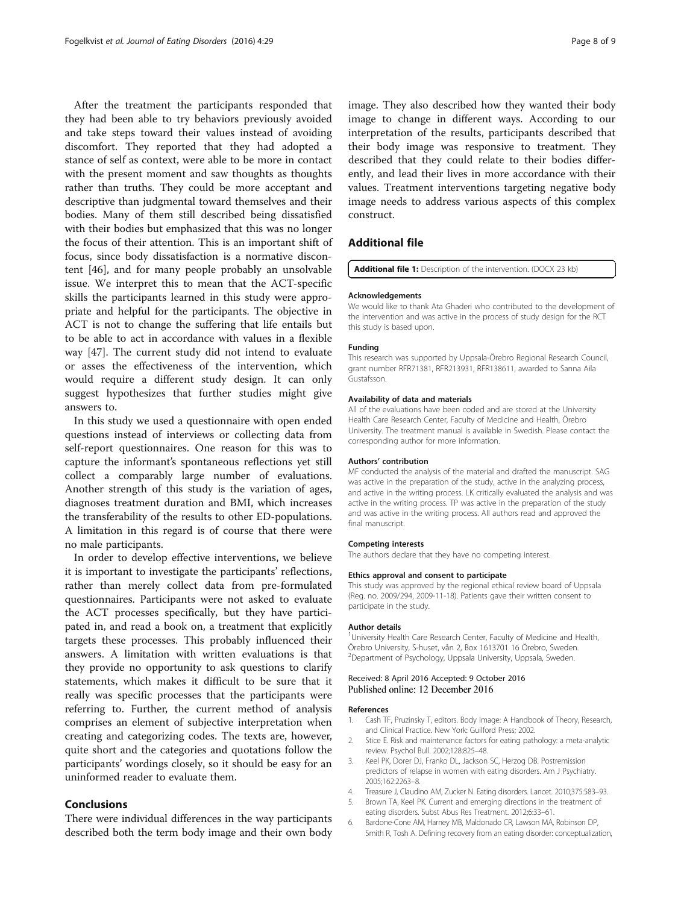After the treatment the participants responded that they had been able to try behaviors previously avoided and take steps toward their values instead of avoiding discomfort. They reported that they had adopted a stance of self as context, were able to be more in contact with the present moment and saw thoughts as thoughts rather than truths. They could be more acceptant and descriptive than judgmental toward themselves and their bodies. Many of them still described being dissatisfied with their bodies but emphasized that this was no longer the focus of their attention. This is an important shift of focus, since body dissatisfaction is a normative discontent [46], and for many people probably an unsolvable issue. We interpret this to mean that the ACT-specific skills the participants learned in this study were appropriate and helpful for the participants. The objective in ACT is not to change the suffering that life entails but to be able to act in accordance with values in a flexible way [47]. The current study did not intend to evaluate or asses the effectiveness of the intervention, which would require a different study design. It can only suggest hypothesizes that further studies might give answers to.

In this study we used a questionnaire with open ended questions instead of interviews or collecting data from self-report questionnaires. One reason for this was to capture the informant's spontaneous reflections yet still collect a comparably large number of evaluations. Another strength of this study is the variation of ages, diagnoses treatment duration and BMI, which increases the transferability of the results to other ED-populations. A limitation in this regard is of course that there were no male participants.

In order to develop effective interventions, we believe it is important to investigate the participants' reflections, rather than merely collect data from pre-formulated questionnaires. Participants were not asked to evaluate the ACT processes specifically, but they have participated in, and read a book on, a treatment that explicitly targets these processes. This probably influenced their answers. A limitation with written evaluations is that they provide no opportunity to ask questions to clarify statements, which makes it difficult to be sure that it really was specific processes that the participants were referring to. Further, the current method of analysis comprises an element of subjective interpretation when creating and categorizing codes. The texts are, however, quite short and the categories and quotations follow the participants' wordings closely, so it should be easy for an uninformed reader to evaluate them.

## Conclusions

There were individual differences in the way participants described both the term body image and their own body image. They also described how they wanted their body image to change in different ways. According to our interpretation of the results, participants described that their body image was responsive to treatment. They described that they could relate to their bodies differently, and lead their lives in more accordance with their values. Treatment interventions targeting negative body image needs to address various aspects of this complex construct.

## Additional file

**Additional file 1:** Description of the intervention. (DOCX 23 kb)

#### Acknowledgements

We would like to thank Ata Ghaderi who contributed to the development of the intervention and was active in the process of study design for the RCT this study is based upon.

#### Funding

This research was supported by Uppsala-Örebro Regional Research Council, grant number RFR71381, RFR213931, RFR138611, awarded to Sanna Aila Gustafsson.

#### Availability of data and materials

All of the evaluations have been coded and are stored at the University Health Care Research Center, Faculty of Medicine and Health, Örebro University. The treatment manual is available in Swedish. Please contact the corresponding author for more information.

#### Authors' contribution

MF conducted the analysis of the material and drafted the manuscript. SAG was active in the preparation of the study, active in the analyzing process, and active in the writing process. LK critically evaluated the analysis and was active in the writing process. TP was active in the preparation of the study and was active in the writing process. All authors read and approved the final manuscript.

#### Competing interests

The authors declare that they have no competing interest.

#### Ethics approval and consent to participate

This study was approved by the regional ethical review board of Uppsala (Reg. no. 2009/294, 2009-11-18). Patients gave their written consent to participate in the study.

#### Author details

[1]University Health Care Research Center, Faculty of Medicine and Health, Örebro University, S-huset, vån 2, Box 1613701 16 Örebro, Sweden. [2]Department of Psychology, Uppsala University, Uppsala, Sweden.

Received: 8 April 2016 Accepted: 9 October 2016
Published online: 12 December 2016

#### References

1. Cash TF, Pruzinsky T, editors. Body Image: A Handbook of Theory, Research, and Clinical Practice. New York: Guilford Press; 2002.
2. Stice E. Risk and maintenance factors for eating pathology: a meta-analytic review. Psychol Bull. 2002;128:825–48.
3. Keel PK, Dorer DJ, Franko DL, Jackson SC, Herzog DB. Postremission predictors of relapse in women with eating disorders. Am J Psychiatry. 2005;162:2263–8.
4. Treasure J, Claudino AM, Zucker N. Eating disorders. Lancet. 2010;375:583–93.
5. Brown TA, Keel PK. Current and emerging directions in the treatment of eating disorders. Subst Abus Res Treatment. 2012;6:33–61.
6. Bardone-Cone AM, Harney MB, Maldonado CR, Lawson MA, Robinson DP, Smith R, Tosh A. Defining recovery from an eating disorder: conceptualization,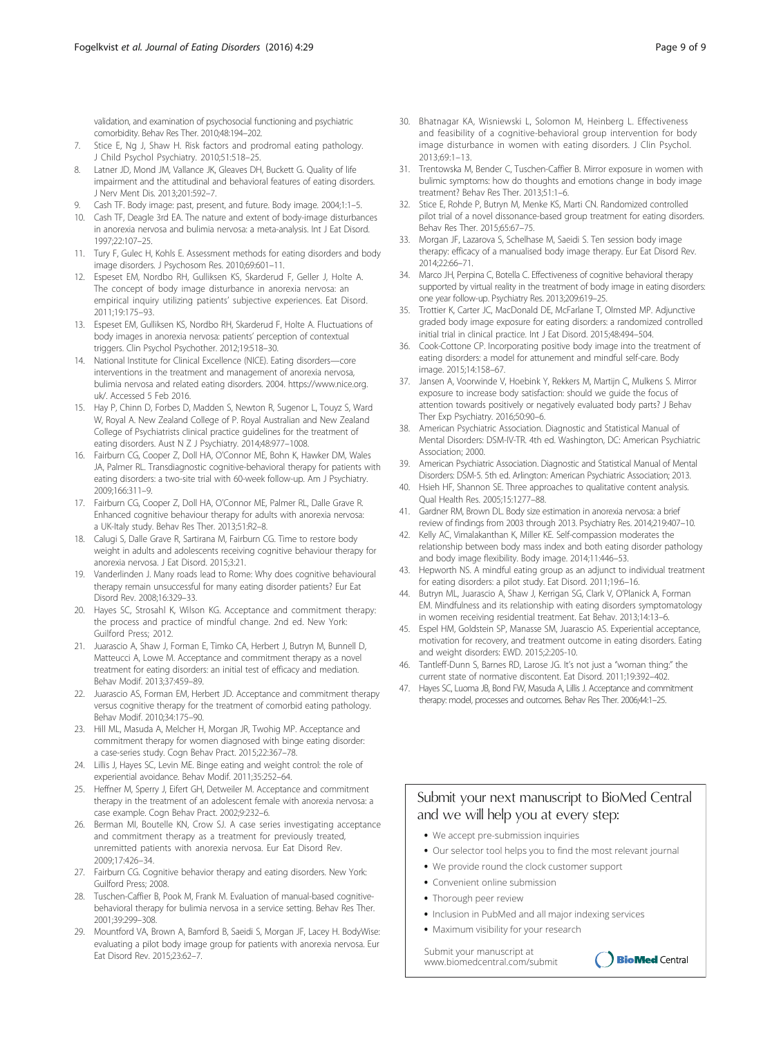validation, and examination of psychosocial functioning and psychiatric comorbidity. Behav Res Ther. 2010;48:194–202.

7. Stice E, Ng J, Shaw H. Risk factors and prodromal eating pathology. J Child Psychol Psychiatry. 2010;51:518–25.
8. Latner JD, Mond JM, Vallance JK, Gleaves DH, Buckett G. Quality of life impairment and the attitudinal and behavioral features of eating disorders. J Nerv Ment Dis. 2013;201:592–7.
9. Cash TF. Body image: past, present, and future. Body image. 2004;1:1–5.
10. Cash TF, Deagle 3rd EA. The nature and extent of body-image disturbances in anorexia nervosa and bulimia nervosa: a meta-analysis. Int J Eat Disord. 1997;22:107–25.
11. Tury F, Gulec H, Kohls E. Assessment methods for eating disorders and body image disorders. J Psychosom Res. 2010;69:601–11.
12. Espeset EM, Nordbo RH, Gulliksen KS, Skarderud F, Geller J, Holte A. The concept of body image disturbance in anorexia nervosa: an empirical inquiry utilizing patients' subjective experiences. Eat Disord. 2011;19:175–93.
13. Espeset EM, Gulliksen KS, Nordbo RH, Skarderud F, Holte A. Fluctuations of body images in anorexia nervosa: patients' perception of contextual triggers. Clin Psychol Psychother. 2012;19:518–30.
14. National Institute for Clinical Excellence (NICE). Eating disorders—core interventions in the treatment and management of anorexia nervosa, bulimia nervosa and related eating disorders. 2004. https://www.nice.org.uk/. Accessed 5 Feb 2016.
15. Hay P, Chinn D, Forbes D, Madden S, Newton R, Sugenor L, Touyz S, Ward W, Royal A. New Zealand College of P. Royal Australian and New Zealand College of Psychiatrists clinical practice guidelines for the treatment of eating disorders. Aust N Z J Psychiatry. 2014;48:977–1008.
16. Fairburn CG, Cooper Z, Doll HA, O'Connor ME, Bohn K, Hawker DM, Wales JA, Palmer RL. Transdiagnostic cognitive-behavioral therapy for patients with eating disorders: a two-site trial with 60-week follow-up. Am J Psychiatry. 2009;166:311–9.
17. Fairburn CG, Cooper Z, Doll HA, O'Connor ME, Palmer RL, Dalle Grave R. Enhanced cognitive behaviour therapy for adults with anorexia nervosa: a UK-Italy study. Behav Res Ther. 2013;51:R2–8.
18. Calugi S, Dalle Grave R, Sartirana M, Fairburn CG. Time to restore body weight in adults and adolescents receiving cognitive behaviour therapy for anorexia nervosa. J Eat Disord. 2015;3:21.
19. Vanderlinden J. Many roads lead to Rome: Why does cognitive behavioural therapy remain unsuccessful for many eating disorder patients? Eur Eat Disord Rev. 2008;16:329–33.
20. Hayes SC, Strosahl K, Wilson KG. Acceptance and commitment therapy: the process and practice of mindful change. 2nd ed. New York: Guilford Press; 2012.
21. Juarascio A, Shaw J, Forman E, Timko CA, Herbert J, Butryn M, Bunnell D, Matteucci A, Lowe M. Acceptance and commitment therapy as a novel treatment for eating disorders: an initial test of efficacy and mediation. Behav Modif. 2013;37:459–89.
22. Juarascio AS, Forman EM, Herbert JD. Acceptance and commitment therapy versus cognitive therapy for the treatment of comorbid eating pathology. Behav Modif. 2010;34:175–90.
23. Hill ML, Masuda A, Melcher H, Morgan JR, Twohig MP. Acceptance and commitment therapy for women diagnosed with binge eating disorder: a case-series study. Cogn Behav Pract. 2015;22:367–78.
24. Lillis J, Hayes SC, Levin ME. Binge eating and weight control: the role of experiential avoidance. Behav Modif. 2011;35:252–64.
25. Heffner M, Sperry J, Eifert GH, Detweiler M. Acceptance and commitment therapy in the treatment of an adolescent female with anorexia nervosa: a case example. Cogn Behav Pract. 2002;9:232–6.
26. Berman MI, Boutelle KN, Crow SJ. A case series investigating acceptance and commitment therapy as a treatment for previously treated, unremitted patients with anorexia nervosa. Eur Eat Disord Rev. 2009;17:426–34.
27. Fairburn CG. Cognitive behavior therapy and eating disorders. New York: Guilford Press; 2008.
28. Tuschen-Caffier B, Pook M, Frank M. Evaluation of manual-based cognitive-behavioral therapy for bulimia nervosa in a service setting. Behav Res Ther. 2001;39:299–308.
29. Mountford VA, Brown A, Bamford B, Saeidi S, Morgan JF, Lacey H. BodyWise: evaluating a pilot body image group for patients with anorexia nervosa. Eur Eat Disord Rev. 2015;23:62–7.
30. Bhatnagar KA, Wisniewski L, Solomon M, Heinberg L. Effectiveness and feasibility of a cognitive-behavioral group intervention for body image disturbance in women with eating disorders. J Clin Psychol. 2013;69:1–13.
31. Trentowska M, Bender C, Tuschen-Caffier B. Mirror exposure in women with bulimic symptoms: how do thoughts and emotions change in body image treatment? Behav Res Ther. 2013;51:1–6.
32. Stice E, Rohde P, Butryn M, Menke KS, Marti CN. Randomized controlled pilot trial of a novel dissonance-based group treatment for eating disorders. Behav Res Ther. 2015;65:67–75.
33. Morgan JF, Lazarova S, Schelhase M, Saeidi S. Ten session body image therapy: efficacy of a manualised body image therapy. Eur Eat Disord Rev. 2014;22:66–71.
34. Marco JH, Perpina C, Botella C. Effectiveness of cognitive behavioral therapy supported by virtual reality in the treatment of body image in eating disorders: one year follow-up. Psychiatry Res. 2013;209:619–25.
35. Trottier K, Carter JC, MacDonald DE, McFarlane T, Olmsted MP. Adjunctive graded body image exposure for eating disorders: a randomized controlled initial trial in clinical practice. Int J Eat Disord. 2015;48:494–504.
36. Cook-Cottone CP. Incorporating positive body image into the treatment of eating disorders: a model for attunement and mindful self-care. Body image. 2015;14:158–67.
37. Jansen A, Voorwinde V, Hoebink Y, Rekkers M, Martijn C, Mulkens S. Mirror exposure to increase body satisfaction: should we guide the focus of attention towards positively or negatively evaluated body parts? J Behav Ther Exp Psychiatry. 2016;50:90–6.
38. American Psychiatric Association. Diagnostic and Statistical Manual of Mental Disorders: DSM-IV-TR. 4th ed. Washington, DC: American Psychiatric Association; 2000.
39. American Psychiatric Association. Diagnostic and Statistical Manual of Mental Disorders: DSM-5. 5th ed. Arlington: American Psychiatric Association; 2013.
40. Hsieh HF, Shannon SE. Three approaches to qualitative content analysis. Qual Health Res. 2005;15:1277–88.
41. Gardner RM, Brown DL. Body size estimation in anorexia nervosa: a brief review of findings from 2003 through 2013. Psychiatry Res. 2014;219:407–10.
42. Kelly AC, Vimalakanthan K, Miller KE. Self-compassion moderates the relationship between body mass index and both eating disorder pathology and body image flexibility. Body image. 2014;11:446–53.
43. Hepworth NS. A mindful eating group as an adjunct to individual treatment for eating disorders: a pilot study. Eat Disord. 2011;19:6–16.
44. Butryn ML, Juarascio A, Shaw J, Kerrigan SG, Clark V, O'Planick A, Forman EM. Mindfulness and its relationship with eating disorders symptomatology in women receiving residential treatment. Eat Behav. 2013;14:13–6.
45. Espel HM, Goldstein SP, Manasse SM, Juarascio AS. Experiential acceptance, motivation for recovery, and treatment outcome in eating disorders. Eating and weight disorders: EWD. 2015;2:205-10.
46. Tantleff-Dunn S, Barnes RD, Larose JG. It's not just a "woman thing:" the current state of normative discontent. Eat Disord. 2011;19:392–402.
47. Hayes SC, Luoma JB, Bond FW, Masuda A, Lillis J. Acceptance and commitment therapy: model, processes and outcomes. Behav Res Ther. 2006;44:1–25.

Submit your next manuscript to BioMed Central and we will help you at every step:

- We accept pre-submission inquiries
- Our selector tool helps you to find the most relevant journal
- We provide round the clock customer support
- Convenient online submission
- Thorough peer review
- Inclusion in PubMed and all major indexing services
- Maximum visibility for your research

Submit your manuscript at www.biomedcentral.com/submit

BioMed Central